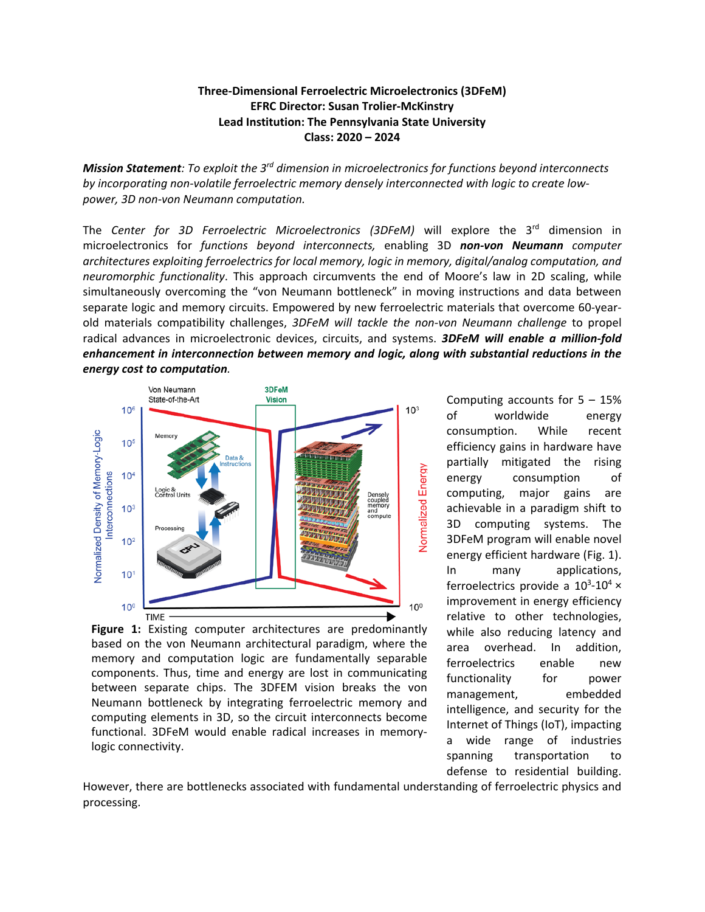**Three-Dimensional Ferroelectric Microelectronics (3DFeM)**
**EFRC Director: Susan Trolier-McKinstry**
**Lead Institution: The Pennsylvania State University**
**Class: 2020 – 2024**

***Mission Statement****: To exploit the 3rd dimension in microelectronics for functions beyond interconnects by incorporating non-volatile ferroelectric memory densely interconnected with logic to create low-power, 3D non-von Neumann computation.*

The *Center for 3D Ferroelectric Microelectronics (3DFeM)* will explore the 3rd dimension in microelectronics for *functions beyond interconnects,* enabling 3D ***non-von Neumann*** *computer architectures exploiting ferroelectrics for local memory, logic in memory, digital/analog computation, and neuromorphic functionality*. This approach circumvents the end of Moore's law in 2D scaling, while simultaneously overcoming the "von Neumann bottleneck" in moving instructions and data between separate logic and memory circuits. Empowered by new ferroelectric materials that overcome 60-year-old materials compatibility challenges, *3DFeM will tackle the non-von Neumann challenge* to propel radical advances in microelectronic devices, circuits, and systems. ***3DFeM will enable a million-fold enhancement in interconnection between memory and logic, along with substantial reductions in the energy cost to computation***.

Von Neumann State-of-the-Art
3DFeM Vision
Normalized Density of Memory-Logic Interconnections
$10^0$ $10^1$ $10^2$ $10^3$ $10^4$ $10^5$ $10^6$
Normalized Energy
$10^3$
$10^0$
Memory
Data & Instructions
Logic & Control Units
Processing
CPU
Densely coupled memory and compute
TIME

**Figure 1:** Existing computer architectures are predominantly based on the von Neumann architectural paradigm, where the memory and computation logic are fundamentally separable components. Thus, time and energy are lost in communicating between separate chips. The 3DFEM vision breaks the von Neumann bottleneck by integrating ferroelectric memory and computing elements in 3D, so the circuit interconnects become functional. 3DFeM would enable radical increases in memory-logic connectivity.

Computing accounts for 5 – 15% of worldwide energy consumption. While recent efficiency gains in hardware have partially mitigated the rising energy consumption of computing, major gains are achievable in a paradigm shift to 3D computing systems. The 3DFeM program will enable novel energy efficient hardware (Fig. 1). In many applications, ferroelectrics provide a $10^3$-$10^4$ × improvement in energy efficiency relative to other technologies, while also reducing latency and area overhead. In addition, ferroelectrics enable new functionality for power management, embedded intelligence, and security for the Internet of Things (IoT), impacting a wide range of industries spanning transportation to defense to residential building. However, there are bottlenecks associated with fundamental understanding of ferroelectric physics and processing.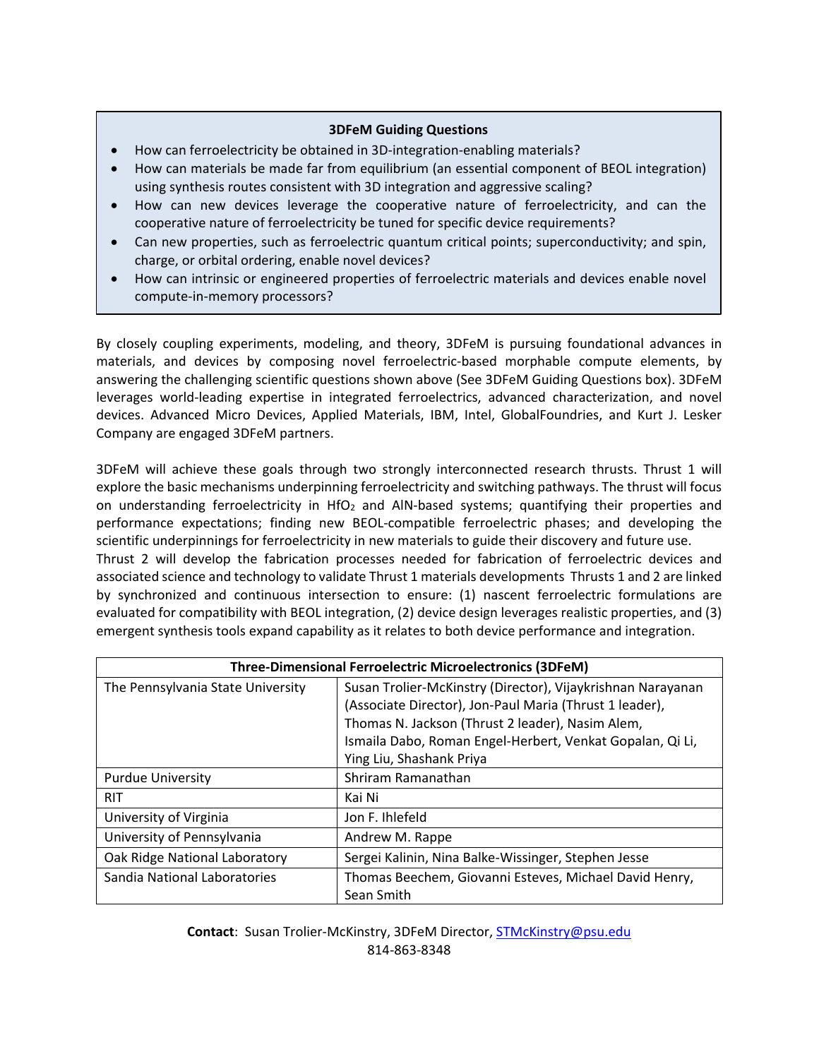**3DFeM Guiding Questions**

- How can ferroelectricity be obtained in 3D-integration-enabling materials?
- How can materials be made far from equilibrium (an essential component of BEOL integration) using synthesis routes consistent with 3D integration and aggressive scaling?
- How can new devices leverage the cooperative nature of ferroelectricity, and can the cooperative nature of ferroelectricity be tuned for specific device requirements?
- Can new properties, such as ferroelectric quantum critical points; superconductivity; and spin, charge, or orbital ordering, enable novel devices?
- How can intrinsic or engineered properties of ferroelectric materials and devices enable novel compute-in-memory processors?

By closely coupling experiments, modeling, and theory, 3DFeM is pursuing foundational advances in materials, and devices by composing novel ferroelectric-based morphable compute elements, by answering the challenging scientific questions shown above (See 3DFeM Guiding Questions box). 3DFeM leverages world-leading expertise in integrated ferroelectrics, advanced characterization, and novel devices. Advanced Micro Devices, Applied Materials, IBM, Intel, GlobalFoundries, and Kurt J. Lesker Company are engaged 3DFeM partners.

3DFeM will achieve these goals through two strongly interconnected research thrusts. Thrust 1 will explore the basic mechanisms underpinning ferroelectricity and switching pathways. The thrust will focus on understanding ferroelectricity in $HfO_2$ and AlN-based systems; quantifying their properties and performance expectations; finding new BEOL-compatible ferroelectric phases; and developing the scientific underpinnings for ferroelectricity in new materials to guide their discovery and future use.
Thrust 2 will develop the fabrication processes needed for fabrication of ferroelectric devices and associated science and technology to validate Thrust 1 materials developments Thrusts 1 and 2 are linked by synchronized and continuous intersection to ensure: (1) nascent ferroelectric formulations are evaluated for compatibility with BEOL integration, (2) device design leverages realistic properties, and (3) emergent synthesis tools expand capability as it relates to both device performance and integration.

| **Three-Dimensional Ferroelectric Microelectronics (3DFeM)** | |
|---|---|
| The Pennsylvania State University | Susan Trolier-McKinstry (Director), Vijaykrishnan Narayanan (Associate Director), Jon-Paul Maria (Thrust 1 leader), Thomas N. Jackson (Thrust 2 leader), Nasim Alem, Ismaila Dabo, Roman Engel-Herbert, Venkat Gopalan, Qi Li, Ying Liu, Shashank Priya |
| Purdue University | Shriram Ramanathan |
| RIT | Kai Ni |
| University of Virginia | Jon F. Ihlefeld |
| University of Pennsylvania | Andrew M. Rappe |
| Oak Ridge National Laboratory | Sergei Kalinin, Nina Balke-Wissinger, Stephen Jesse |
| Sandia National Laboratories | Thomas Beechem, Giovanni Esteves, Michael David Henry, Sean Smith |

**Contact**: Susan Trolier-McKinstry, 3DFeM Director, STMcKinstry@psu.edu
814-863-8348